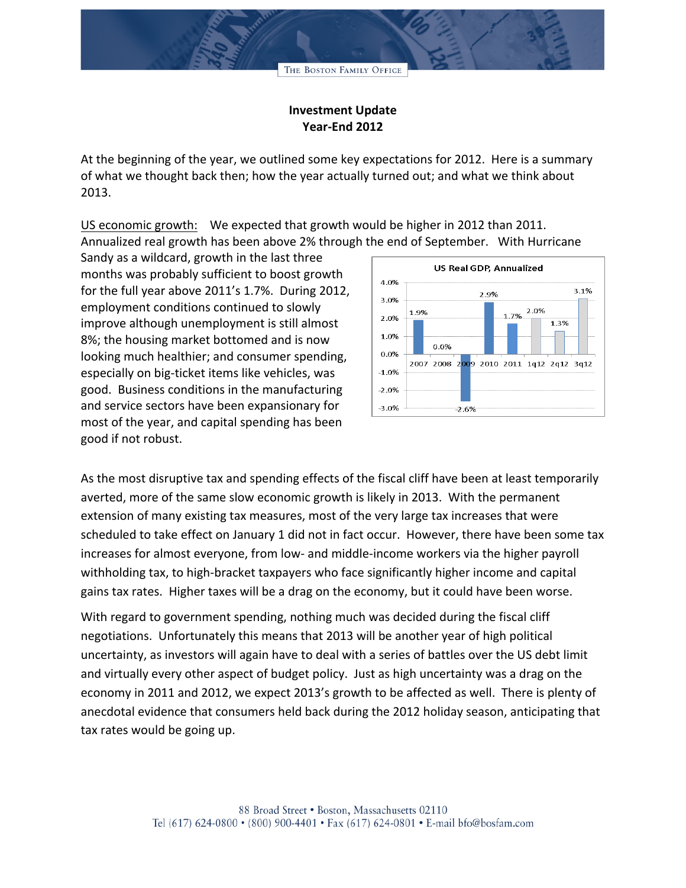# Investment Update
## Year-End 2012

At the beginning of the year, we outlined some key expectations for 2012. Here is a summary of what we thought back then; how the year actually turned out; and what we think about 2013.

US economic growth: We expected that growth would be higher in 2012 than 2011. Annualized real growth has been above 2% through the end of September. With Hurricane Sandy as a wildcard, growth in the last three months was probably sufficient to boost growth for the full year above 2011's 1.7%. During 2012, employment conditions continued to slowly improve although unemployment is still almost 8%; the housing market bottomed and is now looking much healthier; and consumer spending, especially on big-ticket items like vehicles, was good. Business conditions in the manufacturing and service sectors have been expansionary for most of the year, and capital spending has been good if not robust.

**US Real GDP, Annualized**

| 2007 | 2008 | 2009 | 2010 | 2011 | 1q12 | 2q12 | 3q12 |
|---|---|---|---|---|---|---|---|
| 1.9% | 0.0% | -2.6% | 2.9% | 1.7% | 2.0% | 1.3% | 3.1% |

As the most disruptive tax and spending effects of the fiscal cliff have been at least temporarily averted, more of the same slow economic growth is likely in 2013. With the permanent extension of many existing tax measures, most of the very large tax increases that were scheduled to take effect on January 1 did not in fact occur. However, there have been some tax increases for almost everyone, from low- and middle-income workers via the higher payroll withholding tax, to high-bracket taxpayers who face significantly higher income and capital gains tax rates. Higher taxes will be a drag on the economy, but it could have been worse.

With regard to government spending, nothing much was decided during the fiscal cliff negotiations. Unfortunately this means that 2013 will be another year of high political uncertainty, as investors will again have to deal with a series of battles over the US debt limit and virtually every other aspect of budget policy. Just as high uncertainty was a drag on the economy in 2011 and 2012, we expect 2013's growth to be affected as well. There is plenty of anecdotal evidence that consumers held back during the 2012 holiday season, anticipating that tax rates would be going up.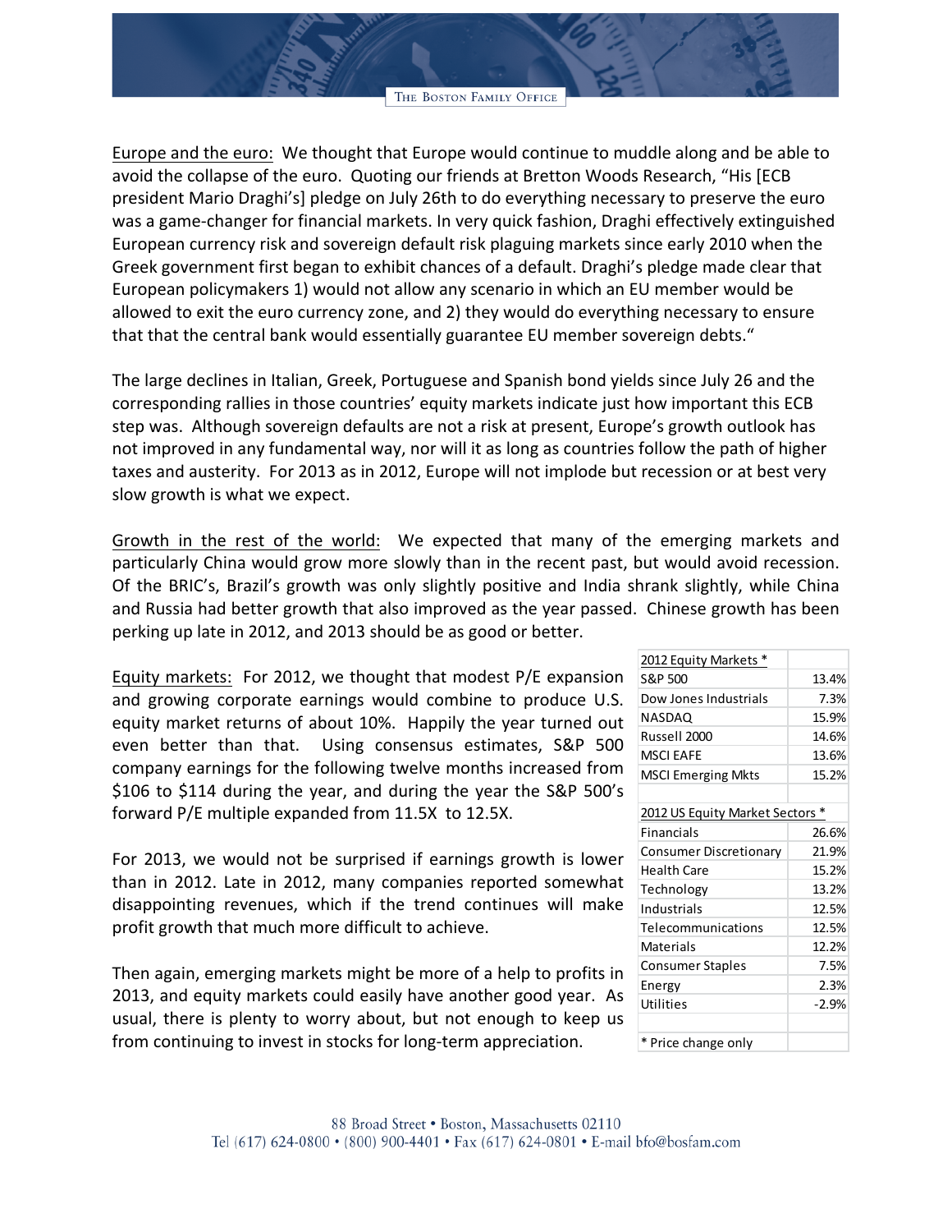Europe and the euro: We thought that Europe would continue to muddle along and be able to avoid the collapse of the euro. Quoting our friends at Bretton Woods Research, "His [ECB president Mario Draghi's] pledge on July 26th to do everything necessary to preserve the euro was a game-changer for financial markets. In very quick fashion, Draghi effectively extinguished European currency risk and sovereign default risk plaguing markets since early 2010 when the Greek government first began to exhibit chances of a default. Draghi's pledge made clear that European policymakers 1) would not allow any scenario in which an EU member would be allowed to exit the euro currency zone, and 2) they would do everything necessary to ensure that that the central bank would essentially guarantee EU member sovereign debts."

The large declines in Italian, Greek, Portuguese and Spanish bond yields since July 26 and the corresponding rallies in those countries' equity markets indicate just how important this ECB step was. Although sovereign defaults are not a risk at present, Europe's growth outlook has not improved in any fundamental way, nor will it as long as countries follow the path of higher taxes and austerity. For 2013 as in 2012, Europe will not implode but recession or at best very slow growth is what we expect.

Growth in the rest of the world: We expected that many of the emerging markets and particularly China would grow more slowly than in the recent past, but would avoid recession. Of the BRIC's, Brazil's growth was only slightly positive and India shrank slightly, while China and Russia had better growth that also improved as the year passed. Chinese growth has been perking up late in 2012, and 2013 should be as good or better.

Equity markets: For 2012, we thought that modest P/E expansion and growing corporate earnings would combine to produce U.S. equity market returns of about 10%. Happily the year turned out even better than that. Using consensus estimates, S&P 500 company earnings for the following twelve months increased from \$106 to \$114 during the year, and during the year the S&P 500's forward P/E multiple expanded from 11.5X to 12.5X.

For 2013, we would not be surprised if earnings growth is lower than in 2012. Late in 2012, many companies reported somewhat disappointing revenues, which if the trend continues will make profit growth that much more difficult to achieve.

Then again, emerging markets might be more of a help to profits in 2013, and equity markets could easily have another good year. As usual, there is plenty to worry about, but not enough to keep us from continuing to invest in stocks for long-term appreciation.

| 2012 Equity Markets * | |
|---|---|
| S&P 500 | 13.4% |
| Dow Jones Industrials | 7.3% |
| NASDAQ | 15.9% |
| Russell 2000 | 14.6% |
| MSCI EAFE | 13.6% |
| MSCI Emerging Mkts | 15.2% |
| | |
| 2012 US Equity Market Sectors * | |
| Financials | 26.6% |
| Consumer Discretionary | 21.9% |
| Health Care | 15.2% |
| Technology | 13.2% |
| Industrials | 12.5% |
| Telecommunications | 12.5% |
| Materials | 12.2% |
| Consumer Staples | 7.5% |
| Energy | 2.3% |
| Utilities | -2.9% |
| | |
| * Price change only | |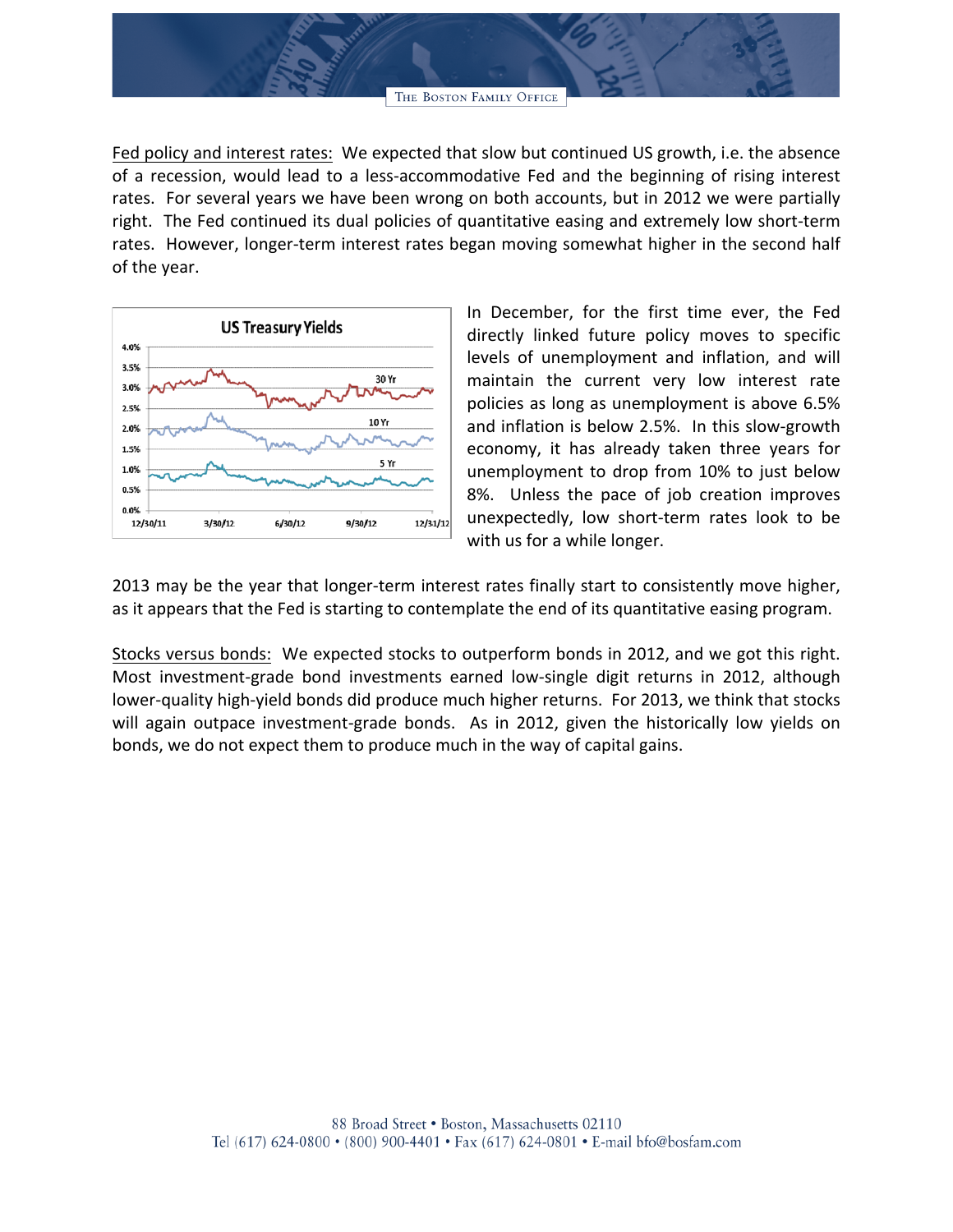Fed policy and interest rates: We expected that slow but continued US growth, i.e. the absence of a recession, would lead to a less-accommodative Fed and the beginning of rising interest rates. For several years we have been wrong on both accounts, but in 2012 we were partially right. The Fed continued its dual policies of quantitative easing and extremely low short-term rates. However, longer-term interest rates began moving somewhat higher in the second half of the year.

US Treasury Yields

4.0%
3.5%
3.0%
2.5%
2.0%
1.5%
1.0%
0.5%
0.0%

30 Yr
10 Yr
5 Yr

12/30/11
3/30/12
6/30/12
9/30/12
12/31/12

In December, for the first time ever, the Fed directly linked future policy moves to specific levels of unemployment and inflation, and will maintain the current very low interest rate policies as long as unemployment is above 6.5% and inflation is below 2.5%. In this slow-growth economy, it has already taken three years for unemployment to drop from 10% to just below 8%. Unless the pace of job creation improves unexpectedly, low short-term rates look to be with us for a while longer.

2013 may be the year that longer-term interest rates finally start to consistently move higher, as it appears that the Fed is starting to contemplate the end of its quantitative easing program.

Stocks versus bonds: We expected stocks to outperform bonds in 2012, and we got this right. Most investment-grade bond investments earned low-single digit returns in 2012, although lower-quality high-yield bonds did produce much higher returns. For 2013, we think that stocks will again outpace investment-grade bonds. As in 2012, given the historically low yields on bonds, we do not expect them to produce much in the way of capital gains.